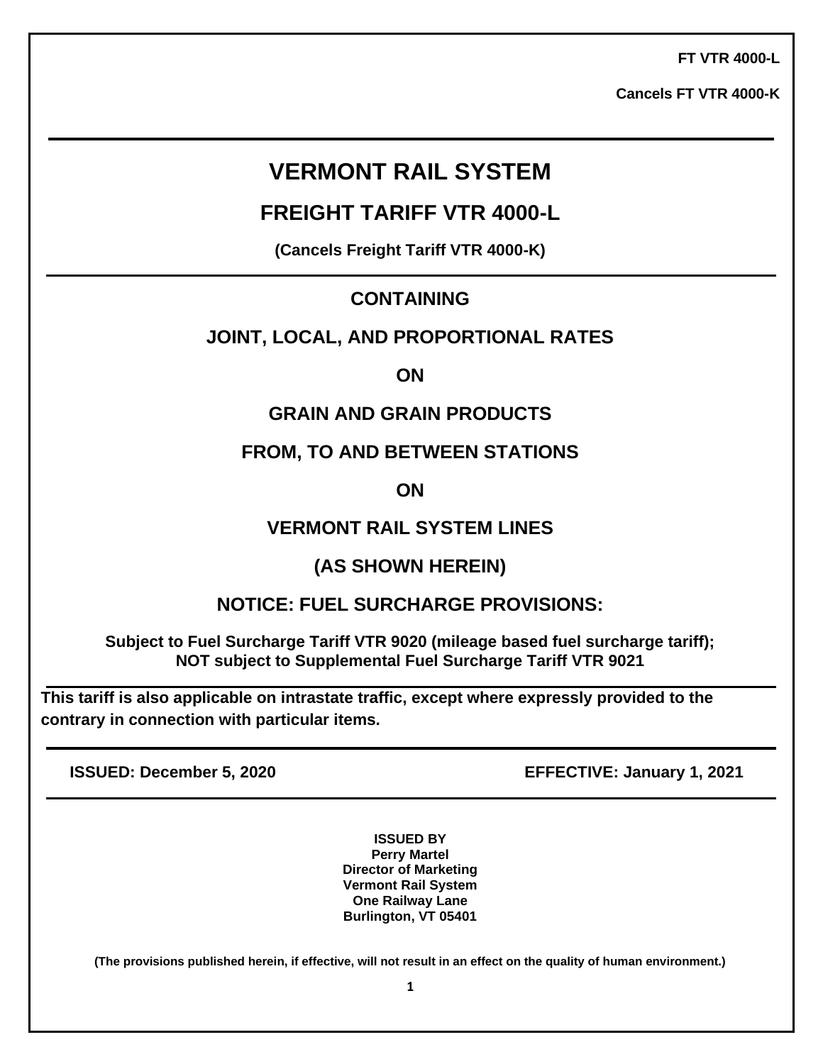**FT VTR 4000-L**

**Cancels FT VTR 4000-K**

# VERMONT RAIL SYSTEM

## FREIGHT TARIFF VTR 4000-L

**(Cancels Freight Tariff VTR 4000-K)**

## CONTAINING

## JOINT, LOCAL, AND PROPORTIONAL RATES

## ON

## GRAIN AND GRAIN PRODUCTS

## FROM, TO AND BETWEEN STATIONS

## ON

## VERMONT RAIL SYSTEM LINES

## (AS SHOWN HEREIN)

## NOTICE: FUEL SURCHARGE PROVISIONS:

**Subject to Fuel Surcharge Tariff VTR 9020 (mileage based fuel surcharge tariff); NOT subject to Supplemental Fuel Surcharge Tariff VTR 9021**

**This tariff is also applicable on intrastate traffic, except where expressly provided to the contrary in connection with particular items.**

**ISSUED: December 5, 2020** | **EFFECTIVE: January 1, 2021**

**ISSUED BY**
**Perry Martel**
**Director of Marketing**
**Vermont Rail System**
**One Railway Lane**
**Burlington, VT 05401**

**(The provisions published herein, if effective, will not result in an effect on the quality of human environment.)**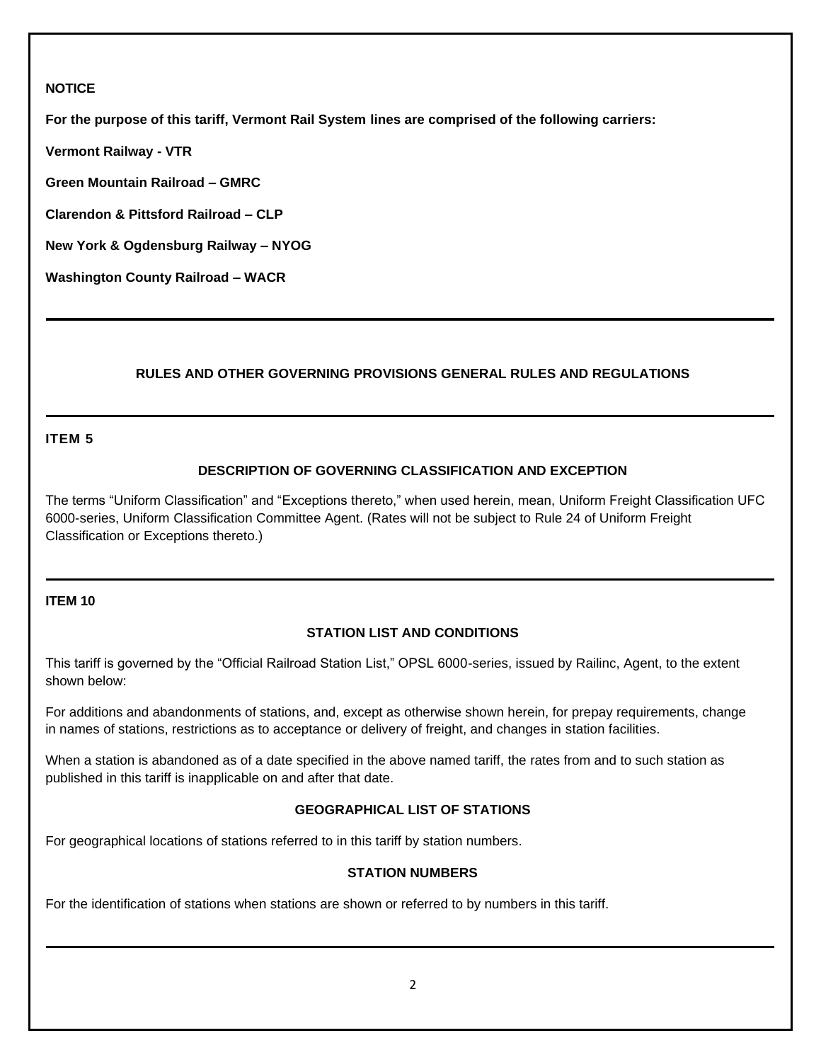**NOTICE**

**For the purpose of this tariff, Vermont Rail System lines are comprised of the following carriers:**

**Vermont Railway - VTR**

**Green Mountain Railroad – GMRC**

**Clarendon & Pittsford Railroad – CLP**

**New York & Ogdensburg Railway – NYOG**

**Washington County Railroad – WACR**

---

## RULES AND OTHER GOVERNING PROVISIONS GENERAL RULES AND REGULATIONS

---

### ITEM 5

#### DESCRIPTION OF GOVERNING CLASSIFICATION AND EXCEPTION

The terms “Uniform Classification” and “Exceptions thereto,” when used herein, mean, Uniform Freight Classification UFC 6000-series, Uniform Classification Committee Agent. (Rates will not be subject to Rule 24 of Uniform Freight Classification or Exceptions thereto.)

---

### ITEM 10

#### STATION LIST AND CONDITIONS

This tariff is governed by the “Official Railroad Station List,” OPSL 6000-series, issued by Railinc, Agent, to the extent shown below:

For additions and abandonments of stations, and, except as otherwise shown herein, for prepay requirements, change in names of stations, restrictions as to acceptance or delivery of freight, and changes in station facilities.

When a station is abandoned as of a date specified in the above named tariff, the rates from and to such station as published in this tariff is inapplicable on and after that date.

#### GEOGRAPHICAL LIST OF STATIONS

For geographical locations of stations referred to in this tariff by station numbers.

#### STATION NUMBERS

For the identification of stations when stations are shown or referred to by numbers in this tariff.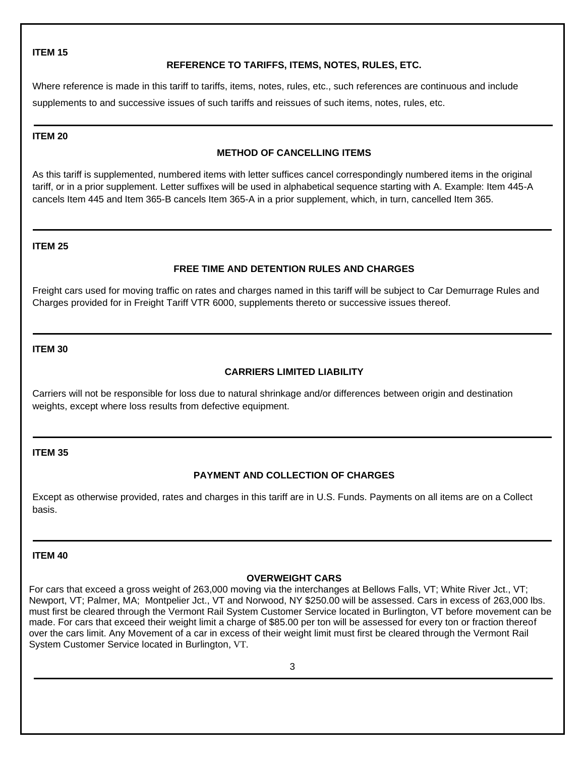**ITEM 15**

### REFERENCE TO TARIFFS, ITEMS, NOTES, RULES, ETC.

Where reference is made in this tariff to tariffs, items, notes, rules, etc., such references are continuous and include supplements to and successive issues of such tariffs and reissues of such items, notes, rules, etc.

---

**ITEM 20**

### METHOD OF CANCELLING ITEMS

As this tariff is supplemented, numbered items with letter suffices cancel correspondingly numbered items in the original tariff, or in a prior supplement. Letter suffixes will be used in alphabetical sequence starting with A. Example: Item 445-A cancels Item 445 and Item 365-B cancels Item 365-A in a prior supplement, which, in turn, cancelled Item 365.

---

**ITEM 25**

### FREE TIME AND DETENTION RULES AND CHARGES

Freight cars used for moving traffic on rates and charges named in this tariff will be subject to Car Demurrage Rules and Charges provided for in Freight Tariff VTR 6000, supplements thereto or successive issues thereof.

---

**ITEM 30**

### CARRIERS LIMITED LIABILITY

Carriers will not be responsible for loss due to natural shrinkage and/or differences between origin and destination weights, except where loss results from defective equipment.

---

**ITEM 35**

### PAYMENT AND COLLECTION OF CHARGES

Except as otherwise provided, rates and charges in this tariff are in U.S. Funds. Payments on all items are on a Collect basis.

---

**ITEM 40**

### OVERWEIGHT CARS

For cars that exceed a gross weight of 263,000 moving via the interchanges at Bellows Falls, VT; White River Jct., VT; Newport, VT; Palmer, MA; Montpelier Jct., VT and Norwood, NY $250.00 will be assessed. Cars in excess of 263,000 lbs. must first be cleared through the Vermont Rail System Customer Service located in Burlington, VT before movement can be made. For cars that exceed their weight limit a charge of $85.00 per ton will be assessed for every ton or fraction thereof over the cars limit. Any Movement of a car in excess of their weight limit must first be cleared through the Vermont Rail System Customer Service located in Burlington, VT.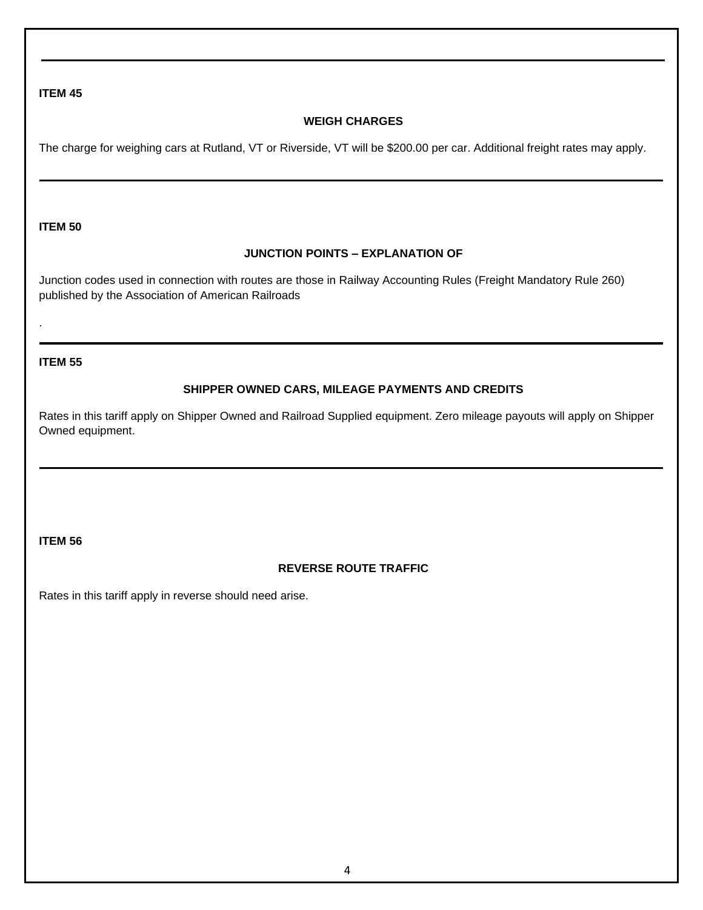**ITEM 45**

**WEIGH CHARGES**

The charge for weighing cars at Rutland, VT or Riverside, VT will be $200.00 per car. Additional freight rates may apply.

---

**ITEM 50**

**JUNCTION POINTS – EXPLANATION OF**

Junction codes used in connection with routes are those in Railway Accounting Rules (Freight Mandatory Rule 260) published by the Association of American Railroads

.

---

**ITEM 55**

**SHIPPER OWNED CARS, MILEAGE PAYMENTS AND CREDITS**

Rates in this tariff apply on Shipper Owned and Railroad Supplied equipment. Zero mileage payouts will apply on Shipper Owned equipment.

---

**ITEM 56**

**REVERSE ROUTE TRAFFIC**

Rates in this tariff apply in reverse should need arise.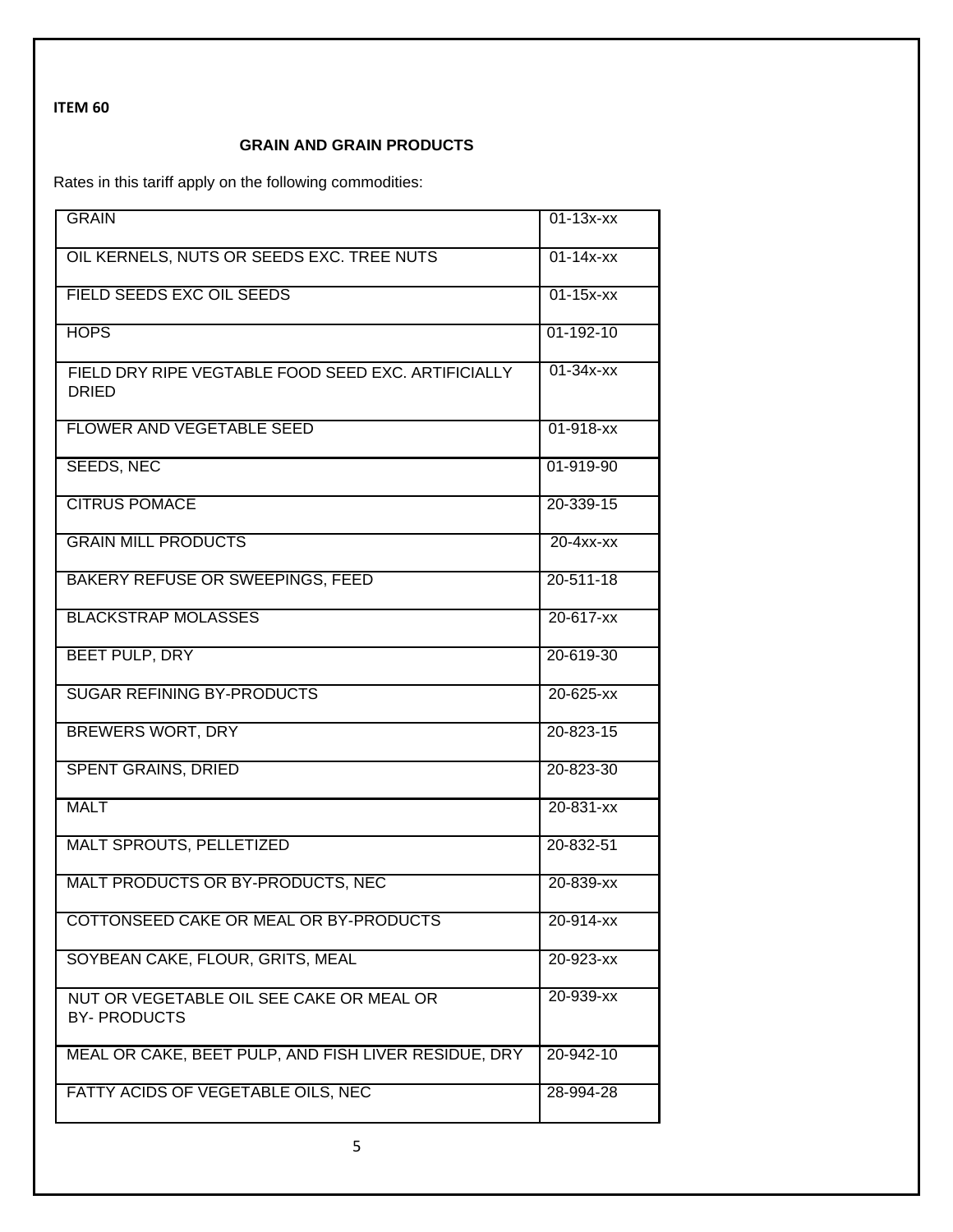**ITEM 60**

## GRAIN AND GRAIN PRODUCTS

Rates in this tariff apply on the following commodities:

| | |
|---|---|
| GRAIN | 01-13x-xx |
| OIL KERNELS, NUTS OR SEEDS EXC. TREE NUTS | 01-14x-xx |
| FIELD SEEDS EXC OIL SEEDS | 01-15x-xx |
| HOPS | 01-192-10 |
| FIELD DRY RIPE VEGTABLE FOOD SEED EXC. ARTIFICIALLY DRIED | 01-34x-xx |
| FLOWER AND VEGETABLE SEED | 01-918-xx |
| SEEDS, NEC | 01-919-90 |
| CITRUS POMACE | 20-339-15 |
| GRAIN MILL PRODUCTS | 20-4xx-xx |
| BAKERY REFUSE OR SWEEPINGS, FEED | 20-511-18 |
| BLACKSTRAP MOLASSES | 20-617-xx |
| BEET PULP, DRY | 20-619-30 |
| SUGAR REFINING BY-PRODUCTS | 20-625-xx |
| BREWERS WORT, DRY | 20-823-15 |
| SPENT GRAINS, DRIED | 20-823-30 |
| MALT | 20-831-xx |
| MALT SPROUTS, PELLETIZED | 20-832-51 |
| MALT PRODUCTS OR BY-PRODUCTS, NEC | 20-839-xx |
| COTTONSEED CAKE OR MEAL OR BY-PRODUCTS | 20-914-xx |
| SOYBEAN CAKE, FLOUR, GRITS, MEAL | 20-923-xx |
| NUT OR VEGETABLE OIL SEE CAKE OR MEAL OR BY- PRODUCTS | 20-939-xx |
| MEAL OR CAKE, BEET PULP, AND FISH LIVER RESIDUE, DRY | 20-942-10 |
| FATTY ACIDS OF VEGETABLE OILS, NEC | 28-994-28 |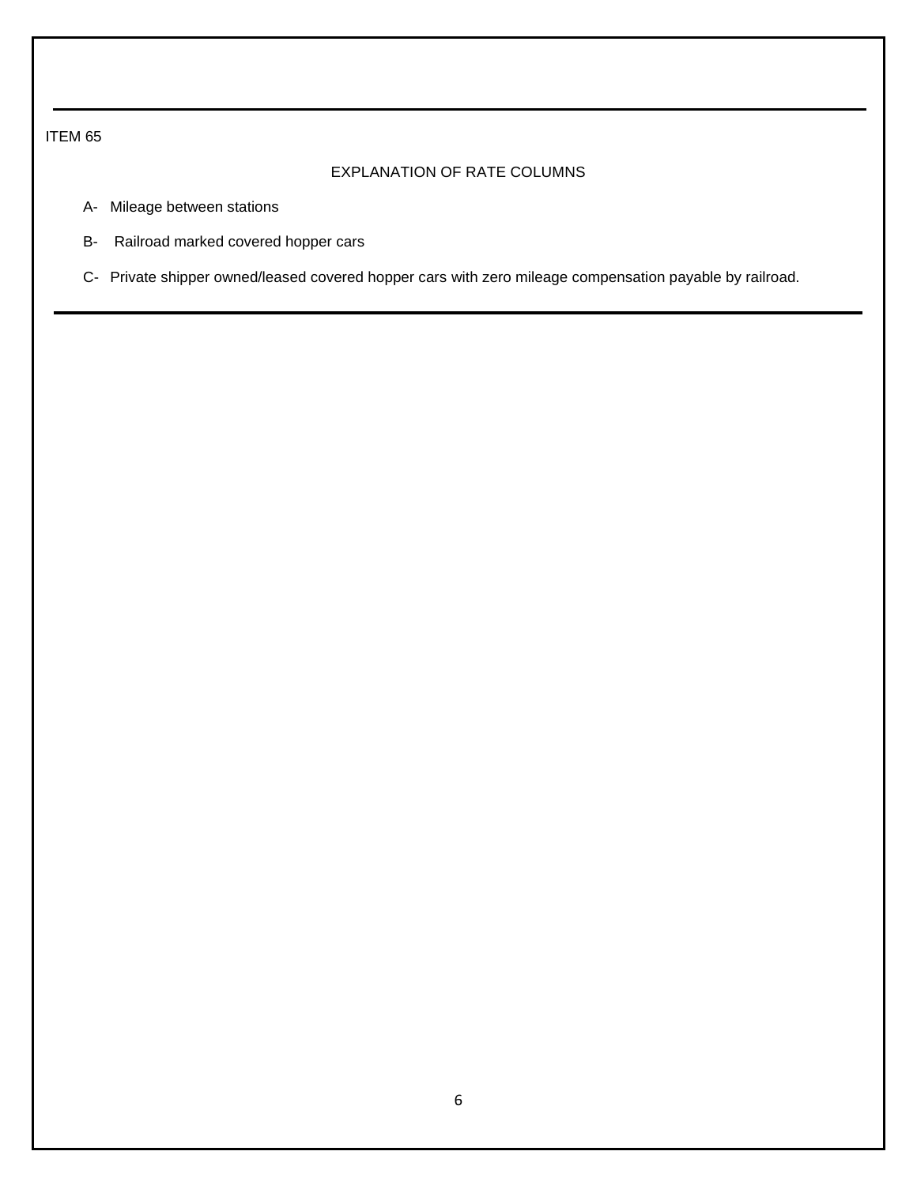ITEM 65

## EXPLANATION OF RATE COLUMNS

A- Mileage between stations

B- Railroad marked covered hopper cars

C- Private shipper owned/leased covered hopper cars with zero mileage compensation payable by railroad.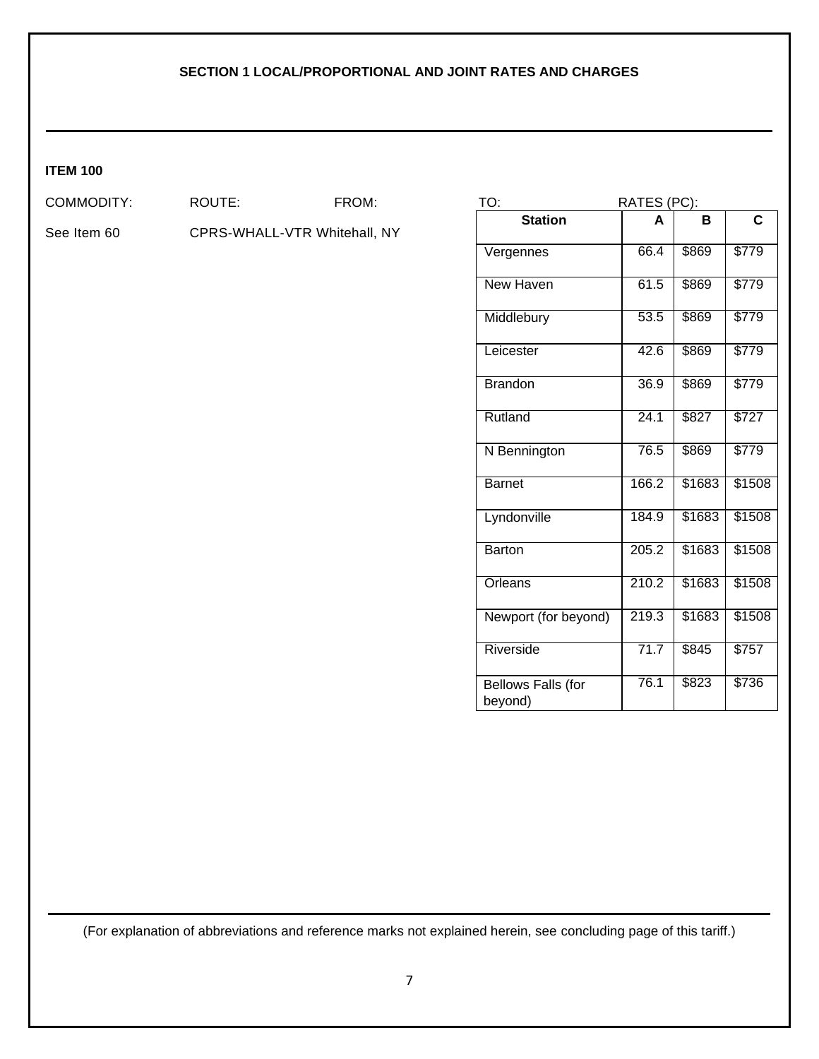**SECTION 1 LOCAL/PROPORTIONAL AND JOINT RATES AND CHARGES**

**ITEM 100**

| COMMODITY: | ROUTE: | FROM: |
|---|---|---|
| See Item 60 | CPRS-WHALL-VTR | Whitehall, NY |

TO: RATES (PC):

| Station | A | B | C |
|---|---|---|---|
| Vergennes | 66.4 | $869 | $779 |
| New Haven | 61.5 | $869 | $779 |
| Middlebury | 53.5 | $869 | $779 |
| Leicester | 42.6 | $869 | $779 |
| Brandon | 36.9 | $869 | $779 |
| Rutland | 24.1 | $827 | $727 |
| N Bennington | 76.5 | $869 | $779 |
| Barnet | 166.2 | $1683 | $1508 |
| Lyndonville | 184.9 | $1683 | $1508 |
| Barton | 205.2 | $1683 | $1508 |
| Orleans | 210.2 | $1683 | $1508 |
| Newport (for beyond) | 219.3 | $1683 | $1508 |
| Riverside | 71.7 | $845 | $757 |
| Bellows Falls (for beyond) | 76.1 | $823 | $736 |

(For explanation of abbreviations and reference marks not explained herein, see concluding page of this tariff.)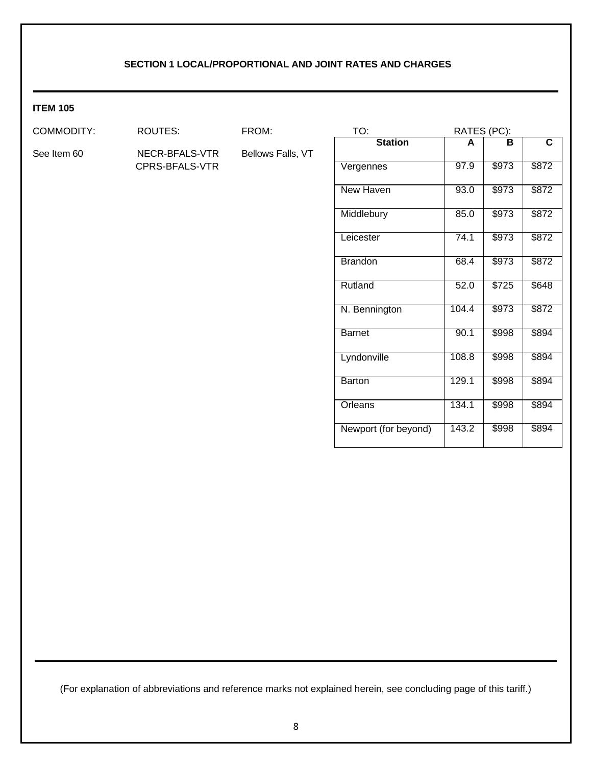### SECTION 1 LOCAL/PROPORTIONAL AND JOINT RATES AND CHARGES

**ITEM 105**

COMMODITY: See Item 60

ROUTES: NECR-BFALS-VTR, CPRS-BFALS-VTR

FROM: Bellows Falls, VT

TO: / RATES (PC):

| Station | A | B | C |
|---|---|---|---|
| Vergennes | 97.9 | $973 | $872 |
| New Haven | 93.0 | $973 | $872 |
| Middlebury | 85.0 | $973 | $872 |
| Leicester | 74.1 | $973 | $872 |
| Brandon | 68.4 | $973 | $872 |
| Rutland | 52.0 | $725 | $648 |
| N. Bennington | 104.4 | $973 | $872 |
| Barnet | 90.1 | $998 | $894 |
| Lyndonville | 108.8 | $998 | $894 |
| Barton | 129.1 | $998 | $894 |
| Orleans | 134.1 | $998 | $894 |
| Newport (for beyond) | 143.2 | $998 | $894 |

(For explanation of abbreviations and reference marks not explained herein, see concluding page of this tariff.)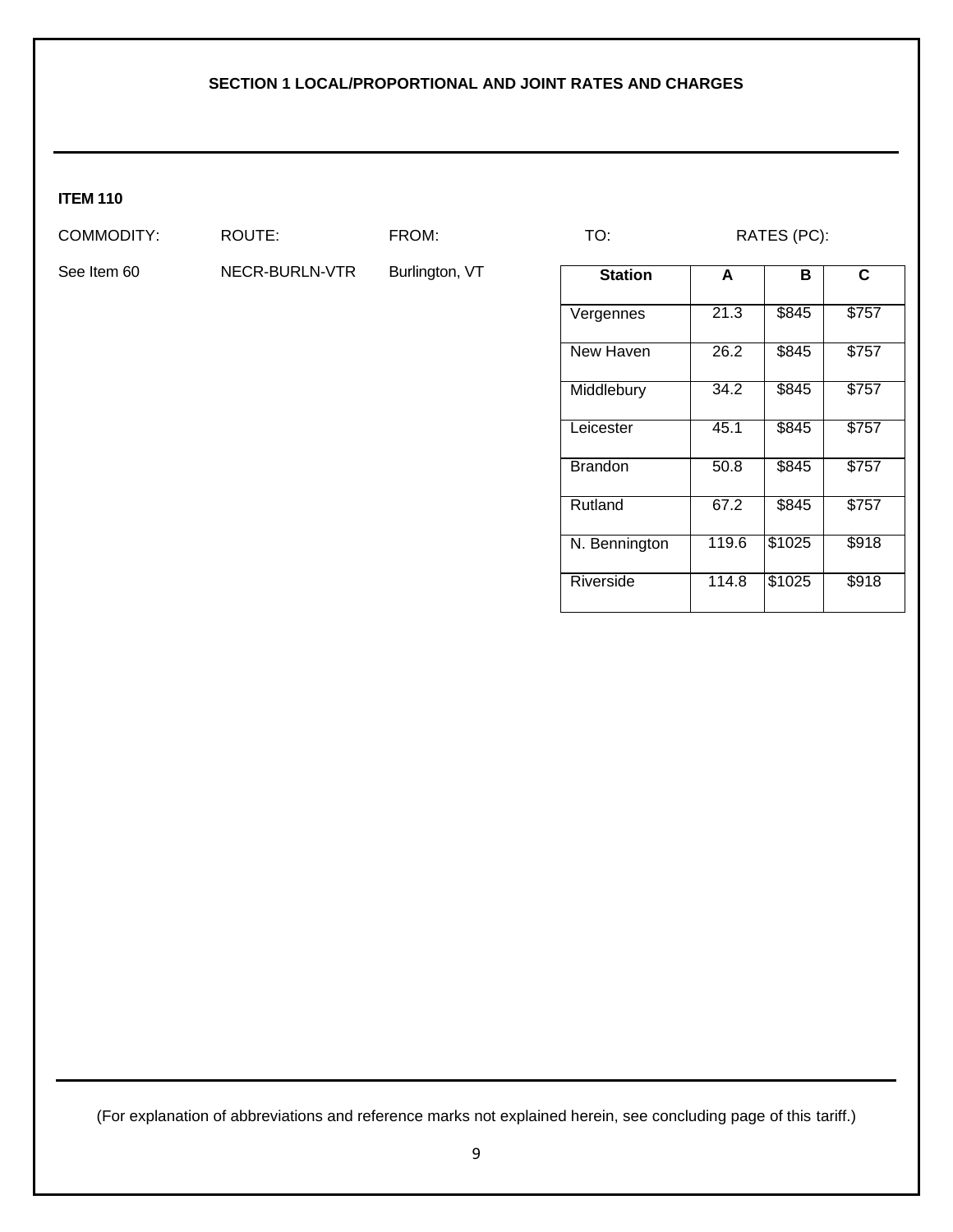## SECTION 1 LOCAL/PROPORTIONAL AND JOINT RATES AND CHARGES

**ITEM 110**

| COMMODITY: | ROUTE: | FROM: | TO: | RATES (PC): |
|---|---|---|---|---|
| See Item 60 | NECR-BURLN-VTR | Burlington, VT | | |

| Station | A | B | C |
|---|---|---|---|
| Vergennes | 21.3 | $845 | $757 |
| New Haven | 26.2 | $845 | $757 |
| Middlebury | 34.2 | $845 | $757 |
| Leicester | 45.1 | $845 | $757 |
| Brandon | 50.8 | $845 | $757 |
| Rutland | 67.2 | $845 | $757 |
| N. Bennington | 119.6 | $1025 | $918 |
| Riverside | 114.8 | $1025 | $918 |

(For explanation of abbreviations and reference marks not explained herein, see concluding page of this tariff.)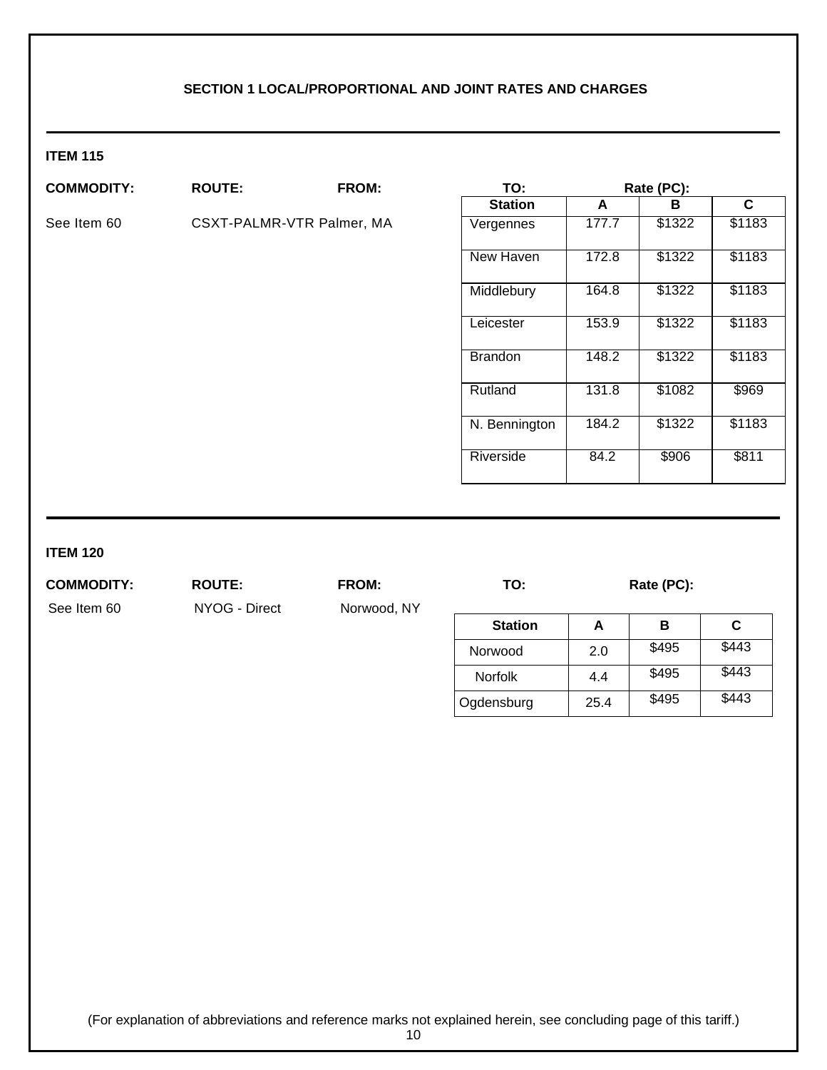## SECTION 1 LOCAL/PROPORTIONAL AND JOINT RATES AND CHARGES

---

### ITEM 115

**COMMODITY:** See Item 60

**ROUTE:** CSXT-PALMR-VTR

**FROM:** Palmer, MA

**TO:** / **Rate (PC):**

| Station | A | B | C |
|---|---|---|---|
| Vergennes | 177.7 | $1322 | $1183 |
| New Haven | 172.8 | $1322 | $1183 |
| Middlebury | 164.8 | $1322 | $1183 |
| Leicester | 153.9 | $1322 | $1183 |
| Brandon | 148.2 | $1322 | $1183 |
| Rutland | 131.8 | $1082 | $969 |
| N. Bennington | 184.2 | $1322 | $1183 |
| Riverside | 84.2 | $906 | $811 |

---

### ITEM 120

**COMMODITY:** See Item 60

**ROUTE:** NYOG - Direct

**FROM:** Norwood, NY

**TO:** / **Rate (PC):**

| Station | A | B | C |
|---|---|---|---|
| Norwood | 2.0 | $495 | $443 |
| Norfolk | 4.4 | $495 | $443 |
| Ogdensburg | 25.4 | $495 | $443 |

(For explanation of abbreviations and reference marks not explained herein, see concluding page of this tariff.)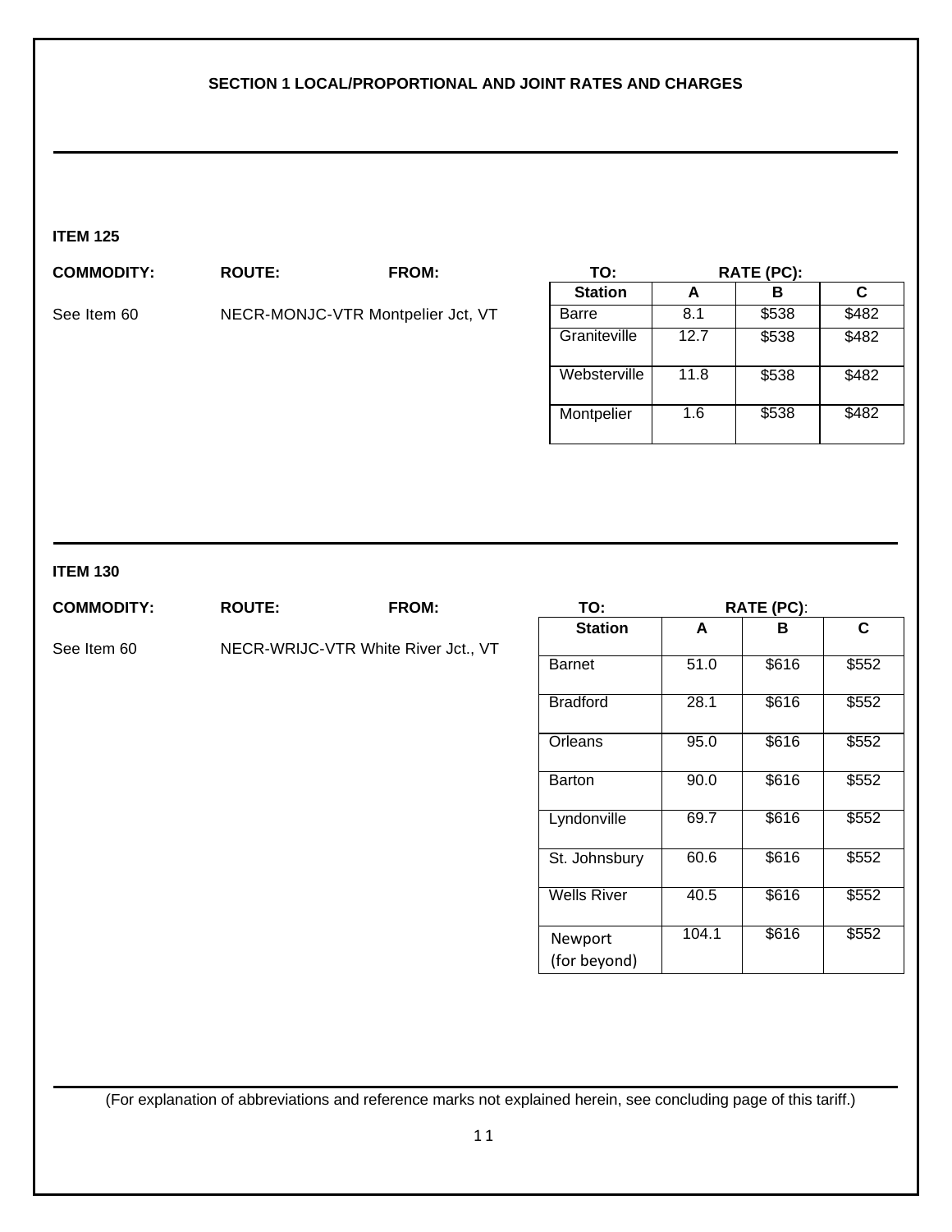## SECTION 1 LOCAL/PROPORTIONAL AND JOINT RATES AND CHARGES

---

### ITEM 125

**COMMODITY:** See Item 60

**ROUTE:** NECR-MONJC-VTR

**FROM:** Montpelier Jct, VT

**TO:** / **RATE (PC):**

| Station | A | B | C |
|---|---|---|---|
| Barre | 8.1 | $538 | $482 |
| Graniteville | 12.7 | $538 | $482 |
| Websterville | 11.8 | $538 | $482 |
| Montpelier | 1.6 | $538 | $482 |

---

### ITEM 130

**COMMODITY:** See Item 60

**ROUTE:** NECR-WRIJC-VTR

**FROM:** White River Jct., VT

**TO:** / **RATE (PC):**

| Station | A | B | C |
|---|---|---|---|
| Barnet | 51.0 | $616 | $552 |
| Bradford | 28.1 | $616 | $552 |
| Orleans | 95.0 | $616 | $552 |
| Barton | 90.0 | $616 | $552 |
| Lyndonville | 69.7 | $616 | $552 |
| St. Johnsbury | 60.6 | $616 | $552 |
| Wells River | 40.5 | $616 | $552 |
| Newport (for beyond) | 104.1 | $616 | $552 |

---

(For explanation of abbreviations and reference marks not explained herein, see concluding page of this tariff.)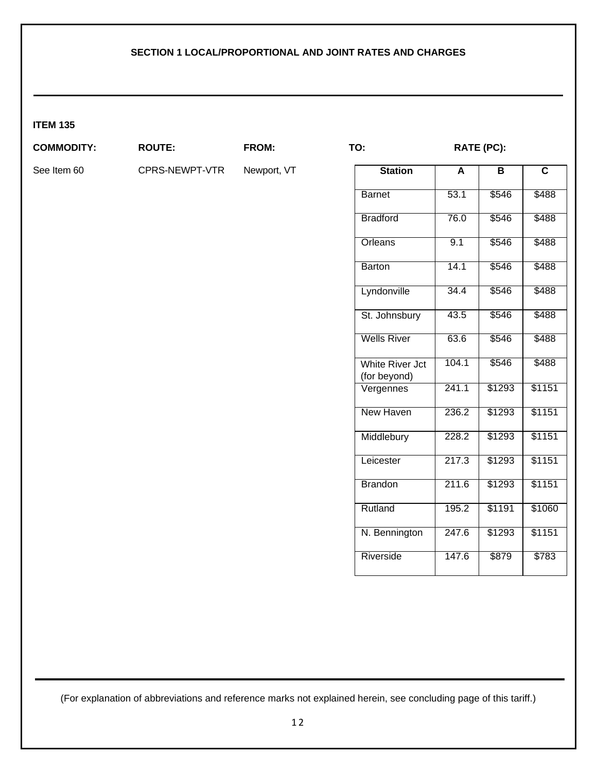**SECTION 1 LOCAL/PROPORTIONAL AND JOINT RATES AND CHARGES**

**ITEM 135**

| **COMMODITY:** | **ROUTE:** | **FROM:** | **TO:** | **RATE (PC):** |
|---|---|---|---|---|
| See Item 60 | CPRS-NEWPT-VTR | Newport, VT | | |

| Station | A | B | C |
|---|---|---|---|
| Barnet | 53.1 | $546 | $488 |
| Bradford | 76.0 | $546 | $488 |
| Orleans | 9.1 | $546 | $488 |
| Barton | 14.1 | $546 | $488 |
| Lyndonville | 34.4 | $546 | $488 |
| St. Johnsbury | 43.5 | $546 | $488 |
| Wells River | 63.6 | $546 | $488 |
| White River Jct (for beyond) | 104.1 | $546 | $488 |
| Vergennes | 241.1 | $1293 | $1151 |
| New Haven | 236.2 | $1293 | $1151 |
| Middlebury | 228.2 | $1293 | $1151 |
| Leicester | 217.3 | $1293 | $1151 |
| Brandon | 211.6 | $1293 | $1151 |
| Rutland | 195.2 | $1191 | $1060 |
| N. Bennington | 247.6 | $1293 | $1151 |
| Riverside | 147.6 | $879 | $783 |

(For explanation of abbreviations and reference marks not explained herein, see concluding page of this tariff.)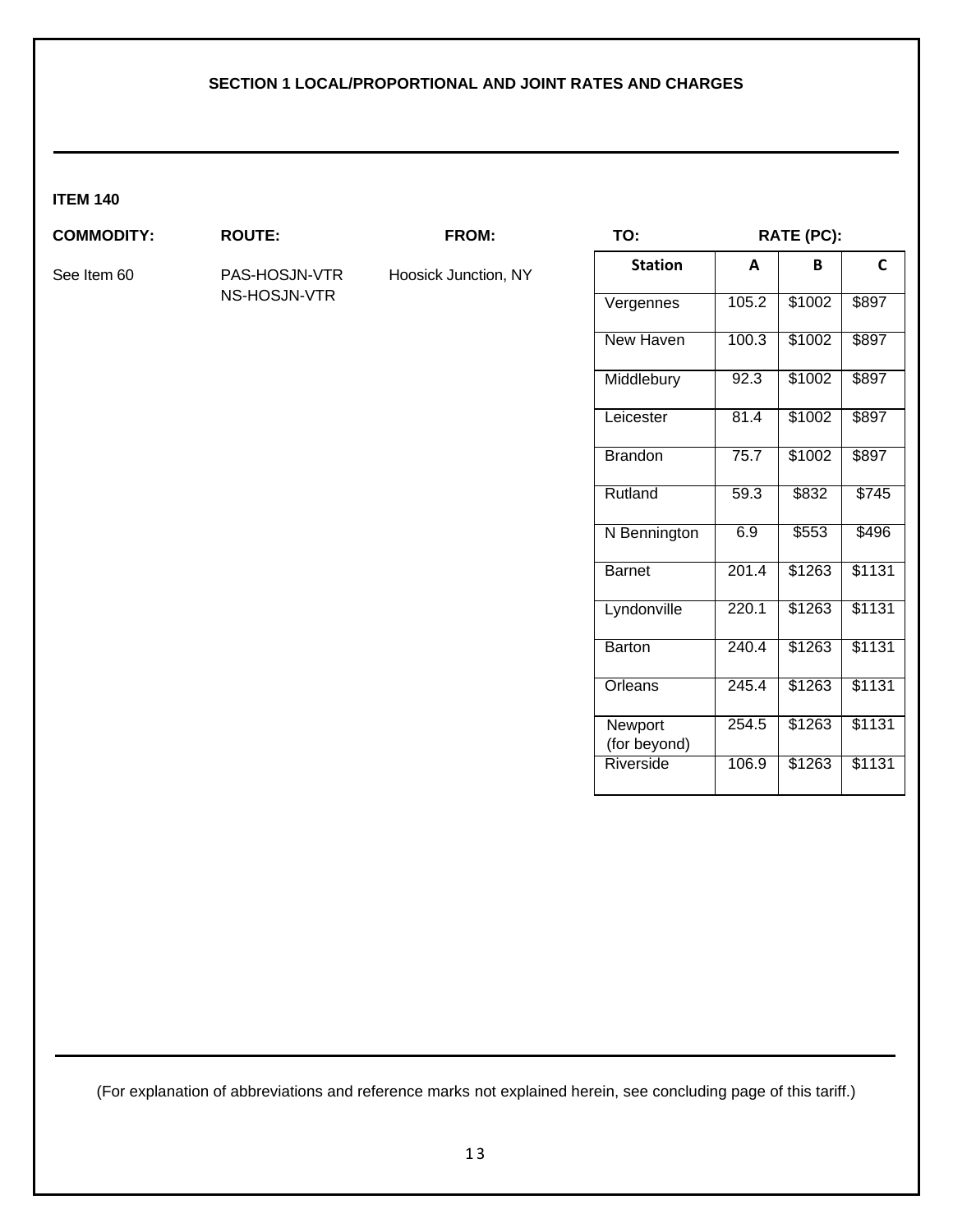**SECTION 1 LOCAL/PROPORTIONAL AND JOINT RATES AND CHARGES**

**ITEM 140**

| COMMODITY: | ROUTE: | FROM: |
|---|---|---|
| See Item 60 | PAS-HOSJN-VTR<br>NS-HOSJN-VTR | Hoosick Junction, NY |

**TO:** / **RATE (PC):**

| Station | A | B | C |
|---|---|---|---|
| Vergennes | 105.2 | $1002 | $897 |
| New Haven | 100.3 | $1002 | $897 |
| Middlebury | 92.3 | $1002 | $897 |
| Leicester | 81.4 | $1002 | $897 |
| Brandon | 75.7 | $1002 | $897 |
| Rutland | 59.3 | $832 | $745 |
| N Bennington | 6.9 | $553 | $496 |
| Barnet | 201.4 | $1263 | $1131 |
| Lyndonville | 220.1 | $1263 | $1131 |
| Barton | 240.4 | $1263 | $1131 |
| Orleans | 245.4 | $1263 | $1131 |
| Newport (for beyond) | 254.5 | $1263 | $1131 |
| Riverside | 106.9 | $1263 | $1131 |

(For explanation of abbreviations and reference marks not explained herein, see concluding page of this tariff.)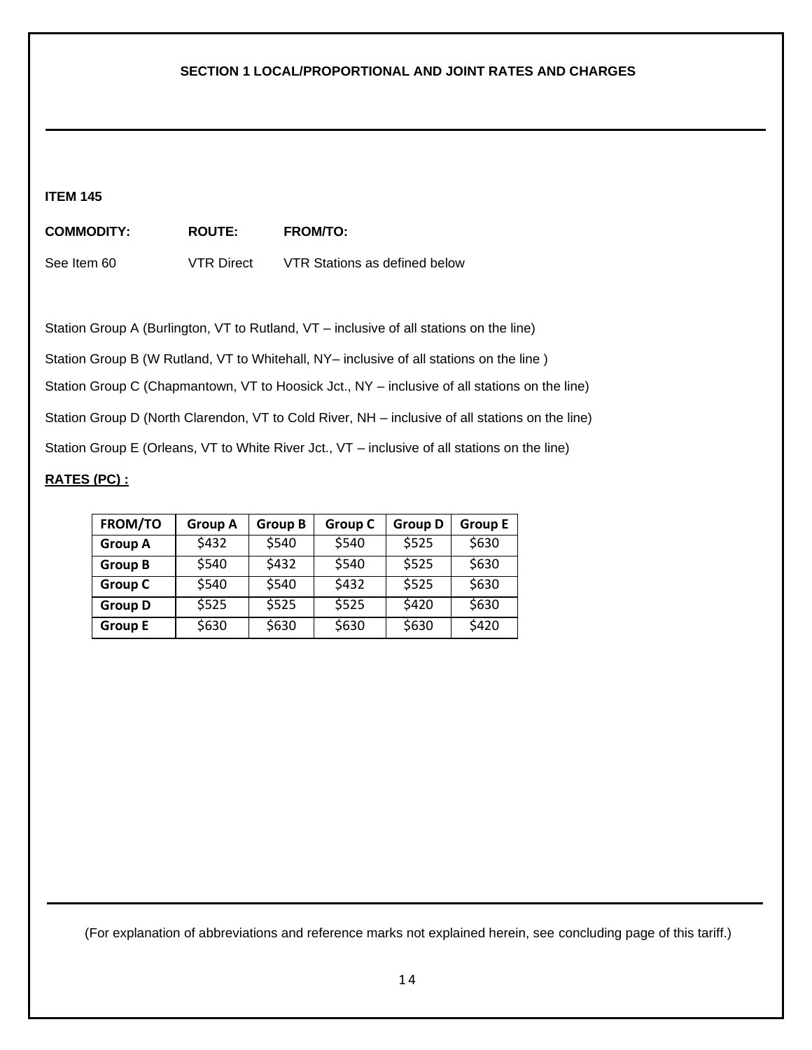## SECTION 1 LOCAL/PROPORTIONAL AND JOINT RATES AND CHARGES

**ITEM 145**

| **COMMODITY:** | **ROUTE:** | **FROM/TO:** |
|---|---|---|
| See Item 60 | VTR Direct | VTR Stations as defined below |

Station Group A (Burlington, VT to Rutland, VT – inclusive of all stations on the line)

Station Group B (W Rutland, VT to Whitehall, NY– inclusive of all stations on the line )

Station Group C (Chapmantown, VT to Hoosick Jct., NY – inclusive of all stations on the line)

Station Group D (North Clarendon, VT to Cold River, NH – inclusive of all stations on the line)

Station Group E (Orleans, VT to White River Jct., VT – inclusive of all stations on the line)

**RATES (PC) :**

| FROM/TO | Group A | Group B | Group C | Group D | Group E |
|---|---|---|---|---|---|
| **Group A** | $432 | $540 | $540 | $525 | $630 |
| **Group B** | $540 | $432 | $540 | $525 | $630 |
| **Group C** | $540 | $540 | $432 | $525 | $630 |
| **Group D** | $525 | $525 | $525 | $420 | $630 |
| **Group E** | $630 | $630 | $630 | $630 | $420 |

(For explanation of abbreviations and reference marks not explained herein, see concluding page of this tariff.)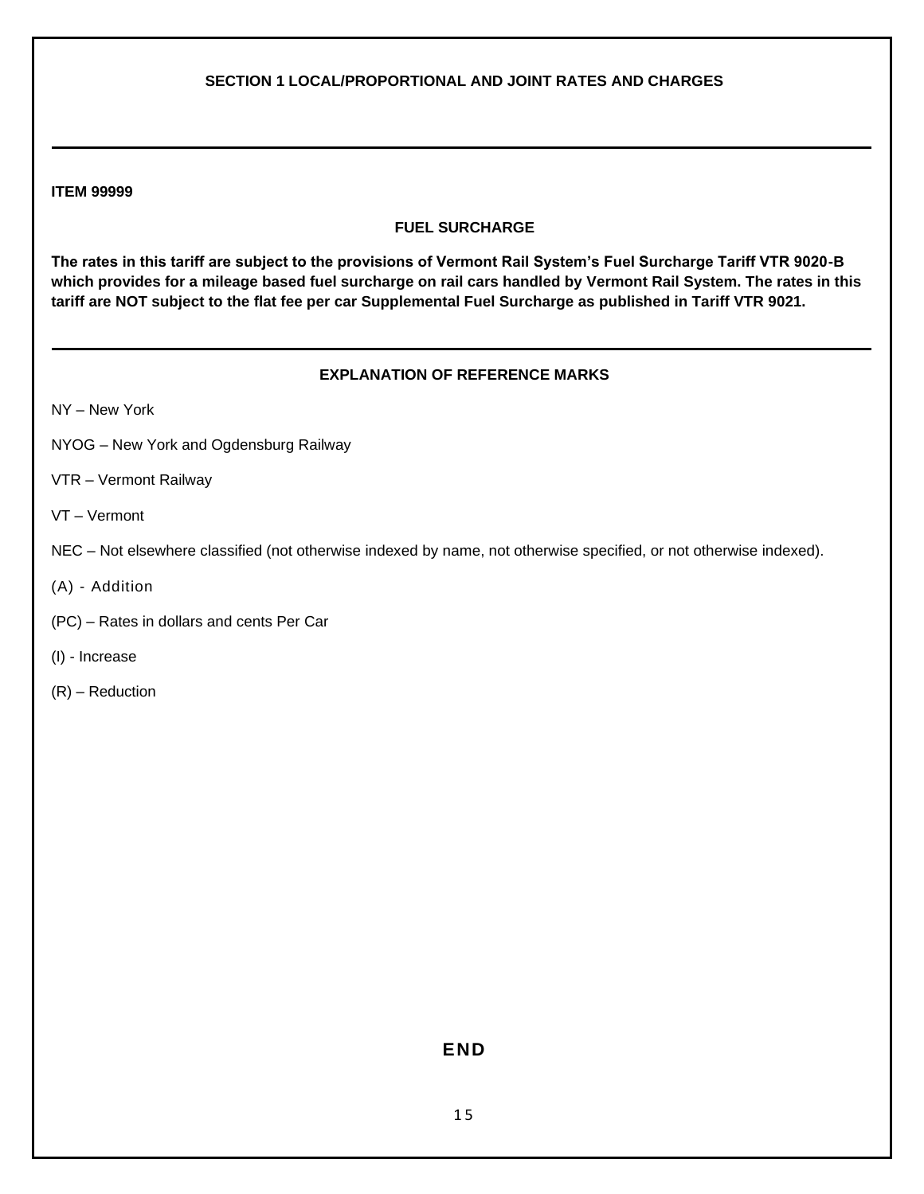## SECTION 1 LOCAL/PROPORTIONAL AND JOINT RATES AND CHARGES

---

**ITEM 99999**

### FUEL SURCHARGE

**The rates in this tariff are subject to the provisions of Vermont Rail System's Fuel Surcharge Tariff VTR 9020-B which provides for a mileage based fuel surcharge on rail cars handled by Vermont Rail System. The rates in this tariff are NOT subject to the flat fee per car Supplemental Fuel Surcharge as published in Tariff VTR 9021.**

---

### EXPLANATION OF REFERENCE MARKS

NY – New York

NYOG – New York and Ogdensburg Railway

VTR – Vermont Railway

VT – Vermont

NEC – Not elsewhere classified (not otherwise indexed by name, not otherwise specified, or not otherwise indexed).

(A) - Addition

(PC) – Rates in dollars and cents Per Car

(I) - Increase

(R) – Reduction

**END**